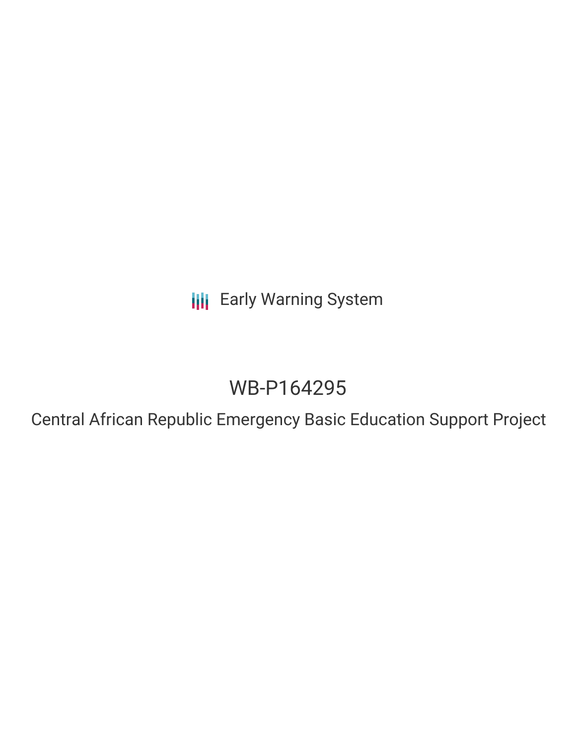Early Warning System

# WB-P164295

## Central African Republic Emergency Basic Education Support Project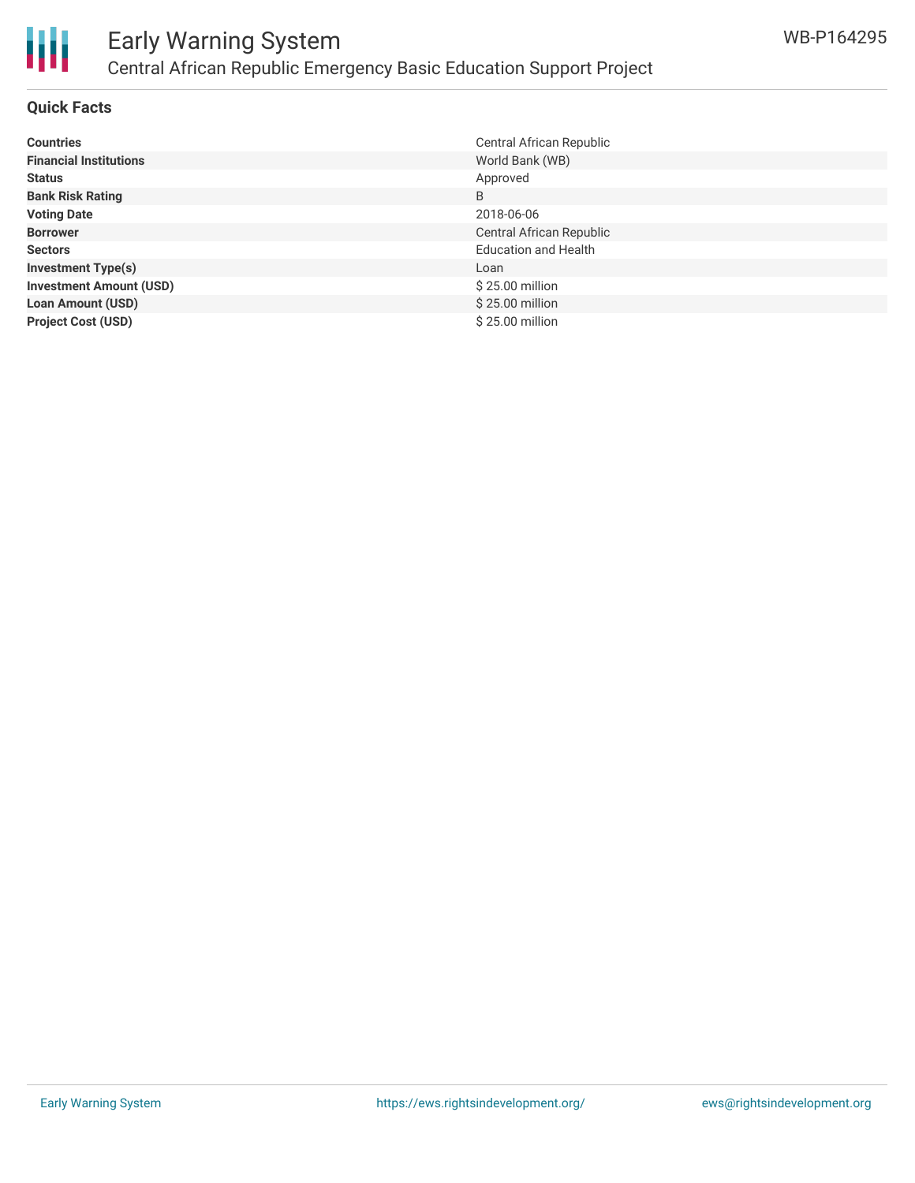# Early Warning System

## Central African Republic Emergency Basic Education Support Project

WB-P164295

### Quick Facts

| | |
|---|---|
| **Countries** | Central African Republic |
| **Financial Institutions** | World Bank (WB) |
| **Status** | Approved |
| **Bank Risk Rating** | B |
| **Voting Date** | 2018-06-06 |
| **Borrower** | Central African Republic |
| **Sectors** | Education and Health |
| **Investment Type(s)** | Loan |
| **Investment Amount (USD)** | $ 25.00 million |
| **Loan Amount (USD)** | $ 25.00 million |
| **Project Cost (USD)** | $ 25.00 million |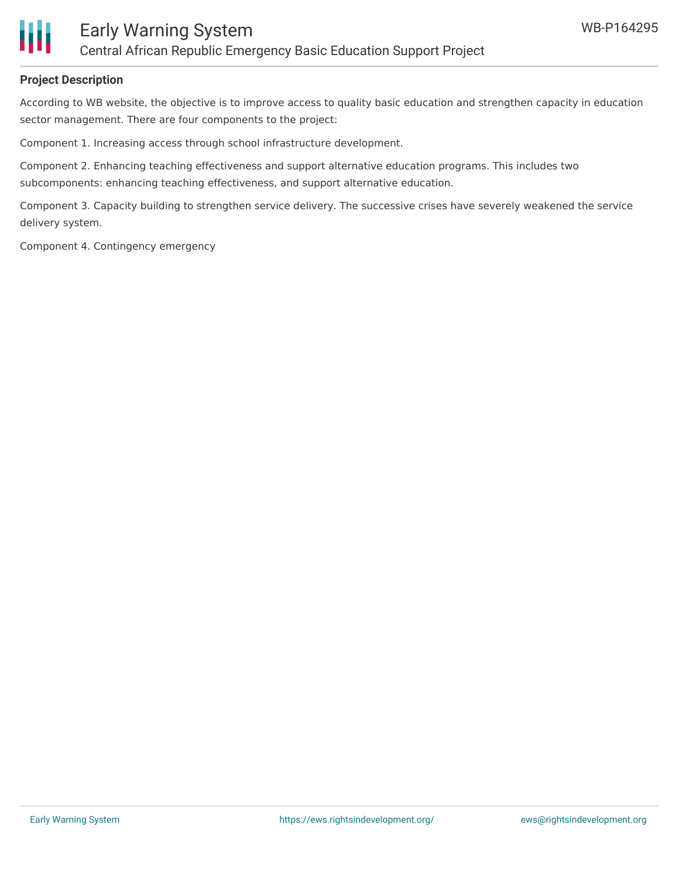**Project Description**

According to WB website, the objective is to improve access to quality basic education and strengthen capacity in education sector management. There are four components to the project:

Component 1. Increasing access through school infrastructure development.

Component 2. Enhancing teaching effectiveness and support alternative education programs. This includes two subcomponents: enhancing teaching effectiveness, and support alternative education.

Component 3. Capacity building to strengthen service delivery. The successive crises have severely weakened the service delivery system.

Component 4. Contingency emergency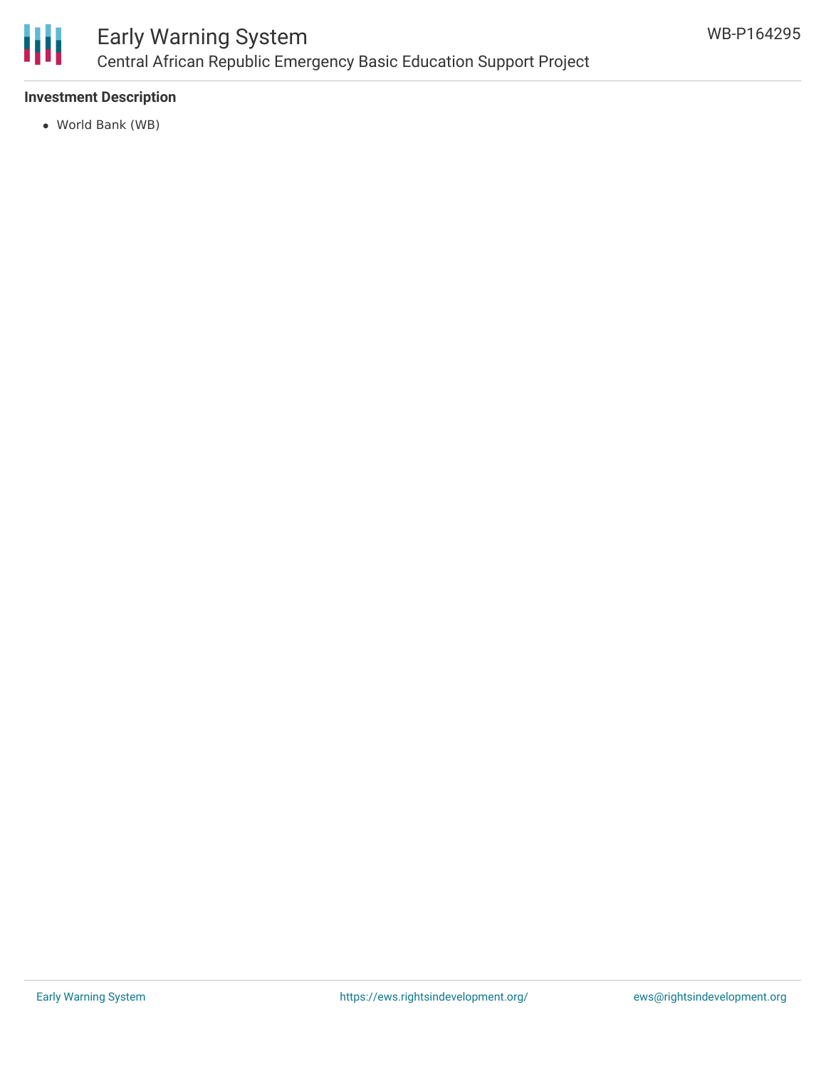## Investment Description

- World Bank (WB)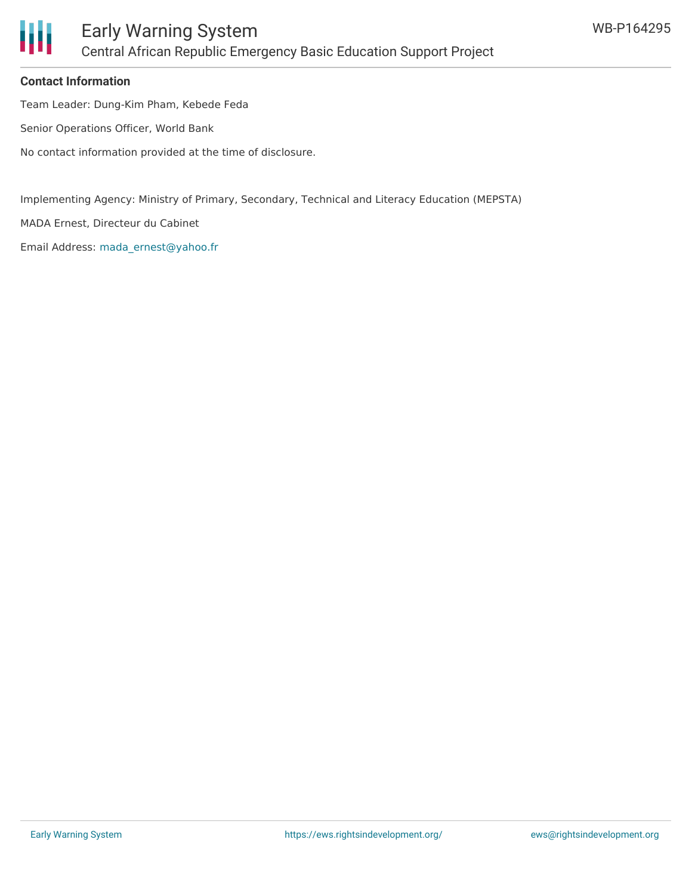**Contact Information**

Team Leader: Dung-Kim Pham, Kebede Feda

Senior Operations Officer, World Bank

No contact information provided at the time of disclosure.

Implementing Agency: Ministry of Primary, Secondary, Technical and Literacy Education (MEPSTA)

MADA Ernest, Directeur du Cabinet

Email Address: mada_ernest@yahoo.fr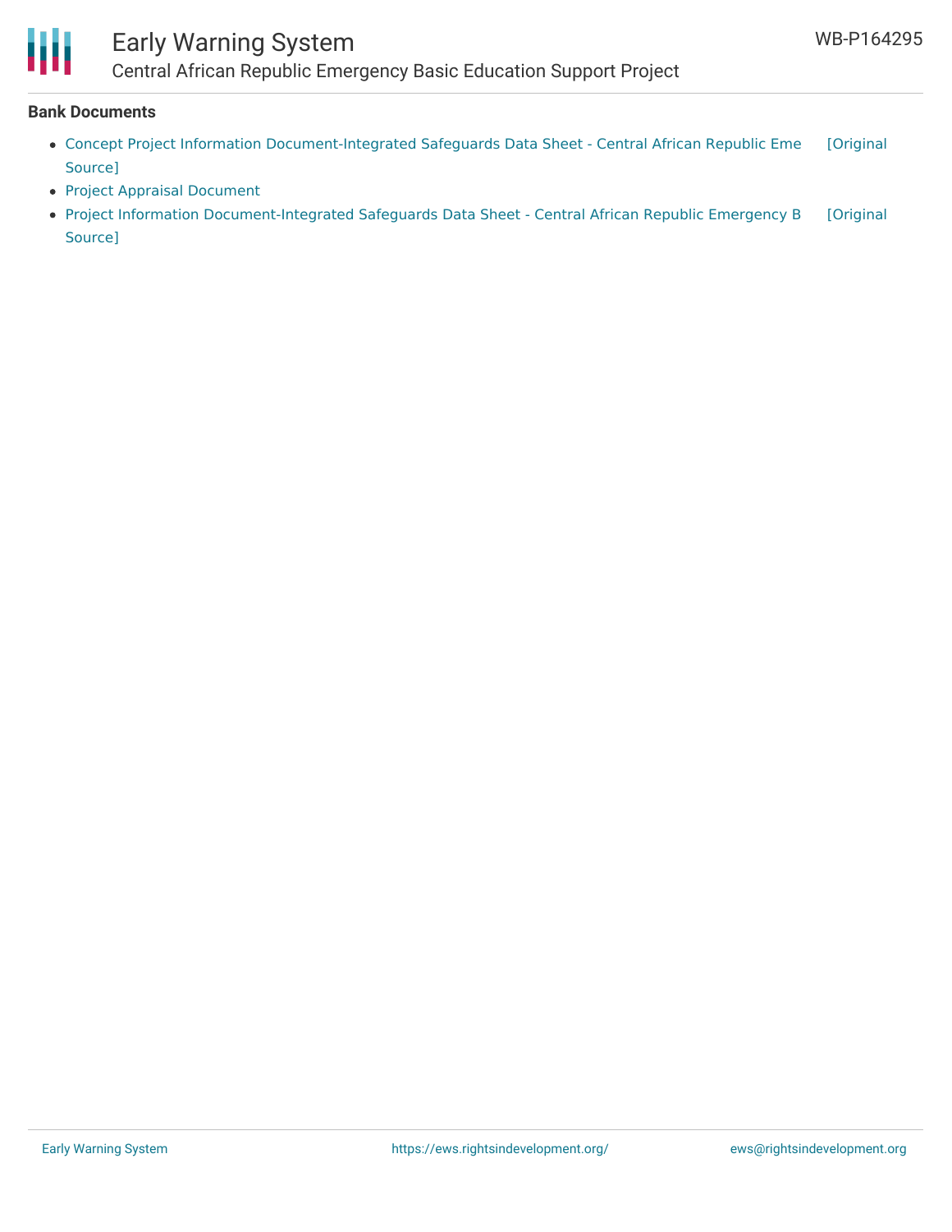**Bank Documents**

- Concept Project Information Document-Integrated Safeguards Data Sheet - Central African Republic Eme [Original Source]
- Project Appraisal Document
- Project Information Document-Integrated Safeguards Data Sheet - Central African Republic Emergency B [Original Source]